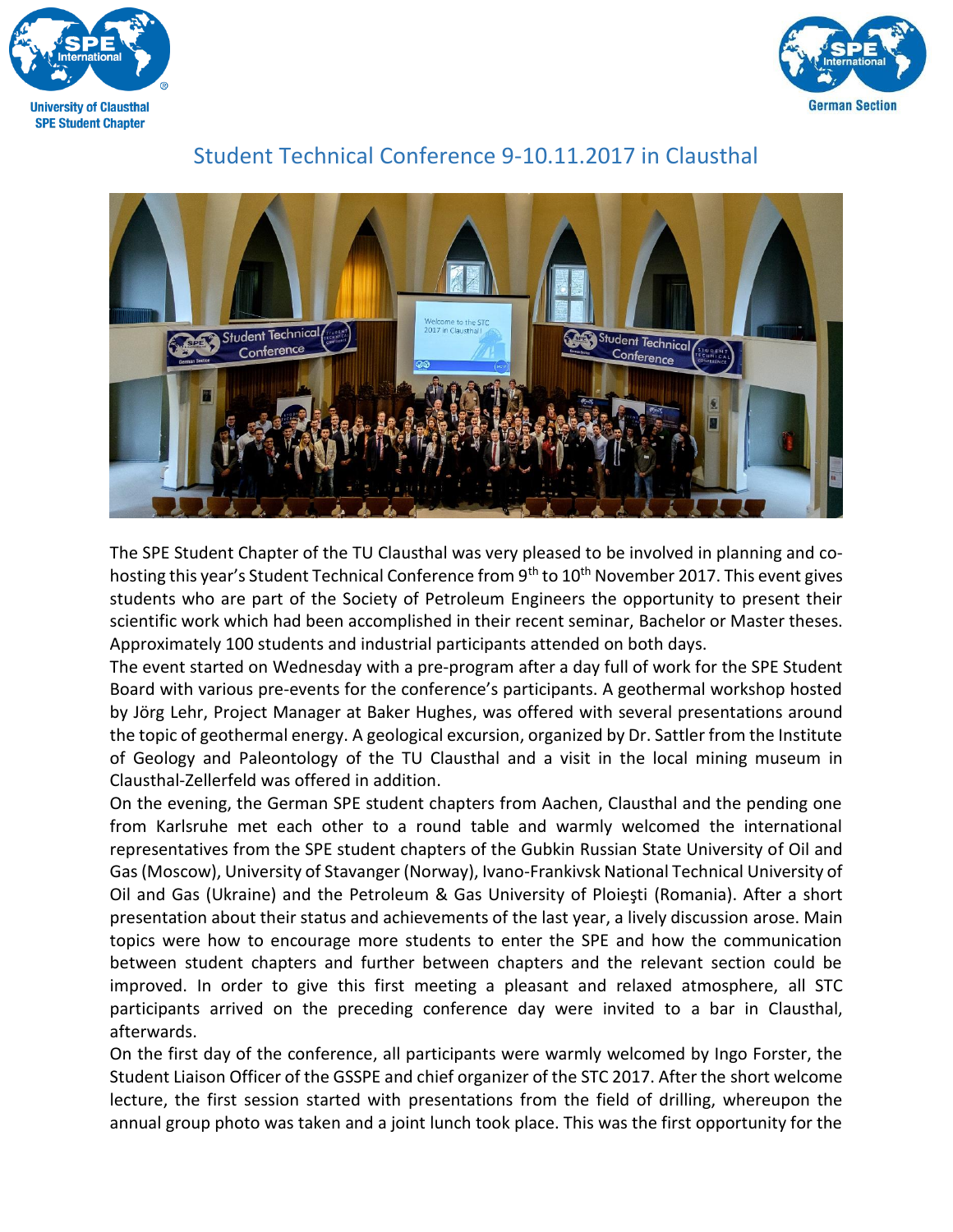University of Clausthal
SPE Student Chapter

German Section

# Student Technical Conference 9-10.11.2017 in Clausthal

The SPE Student Chapter of the TU Clausthal was very pleased to be involved in planning and co-hosting this year's Student Technical Conference from 9th to 10th November 2017. This event gives students who are part of the Society of Petroleum Engineers the opportunity to present their scientific work which had been accomplished in their recent seminar, Bachelor or Master theses. Approximately 100 students and industrial participants attended on both days.

The event started on Wednesday with a pre-program after a day full of work for the SPE Student Board with various pre-events for the conference's participants. A geothermal workshop hosted by Jörg Lehr, Project Manager at Baker Hughes, was offered with several presentations around the topic of geothermal energy. A geological excursion, organized by Dr. Sattler from the Institute of Geology and Paleontology of the TU Clausthal and a visit in the local mining museum in Clausthal-Zellerfeld was offered in addition.

On the evening, the German SPE student chapters from Aachen, Clausthal and the pending one from Karlsruhe met each other to a round table and warmly welcomed the international representatives from the SPE student chapters of the Gubkin Russian State University of Oil and Gas (Moscow), University of Stavanger (Norway), Ivano-Frankivsk National Technical University of Oil and Gas (Ukraine) and the Petroleum & Gas University of Ploieşti (Romania). After a short presentation about their status and achievements of the last year, a lively discussion arose. Main topics were how to encourage more students to enter the SPE and how the communication between student chapters and further between chapters and the relevant section could be improved. In order to give this first meeting a pleasant and relaxed atmosphere, all STC participants arrived on the preceding conference day were invited to a bar in Clausthal, afterwards.

On the first day of the conference, all participants were warmly welcomed by Ingo Forster, the Student Liaison Officer of the GSSPE and chief organizer of the STC 2017. After the short welcome lecture, the first session started with presentations from the field of drilling, whereupon the annual group photo was taken and a joint lunch took place. This was the first opportunity for the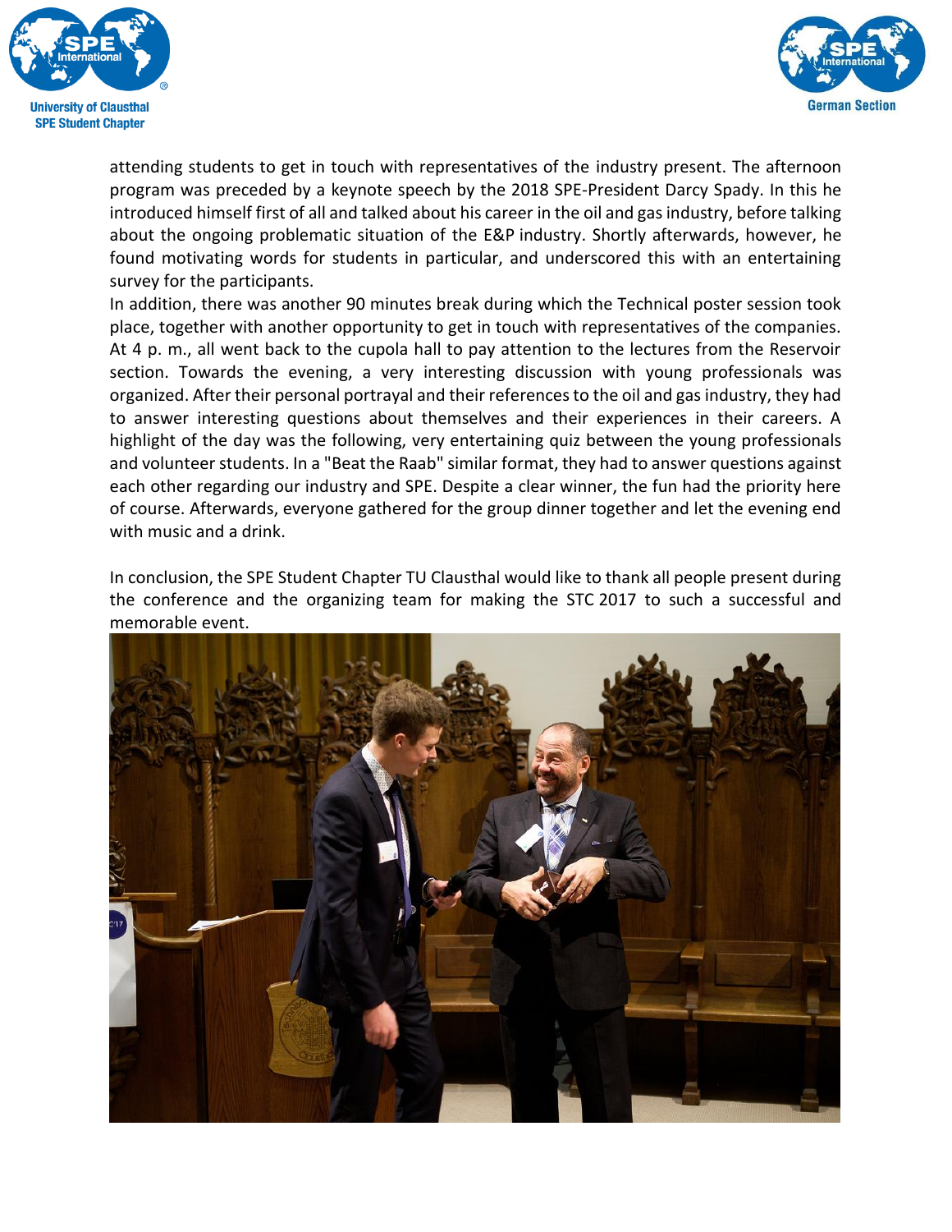attending students to get in touch with representatives of the industry present. The afternoon program was preceded by a keynote speech by the 2018 SPE-President Darcy Spady. In this he introduced himself first of all and talked about his career in the oil and gas industry, before talking about the ongoing problematic situation of the E&P industry. Shortly afterwards, however, he found motivating words for students in particular, and underscored this with an entertaining survey for the participants.
In addition, there was another 90 minutes break during which the Technical poster session took place, together with another opportunity to get in touch with representatives of the companies. At 4 p. m., all went back to the cupola hall to pay attention to the lectures from the Reservoir section. Towards the evening, a very interesting discussion with young professionals was organized. After their personal portrayal and their references to the oil and gas industry, they had to answer interesting questions about themselves and their experiences in their careers. A highlight of the day was the following, very entertaining quiz between the young professionals and volunteer students. In a "Beat the Raab" similar format, they had to answer questions against each other regarding our industry and SPE. Despite a clear winner, the fun had the priority here of course. Afterwards, everyone gathered for the group dinner together and let the evening end with music and a drink.

In conclusion, the SPE Student Chapter TU Clausthal would like to thank all people present during the conference and the organizing team for making the STC 2017 to such a successful and memorable event.